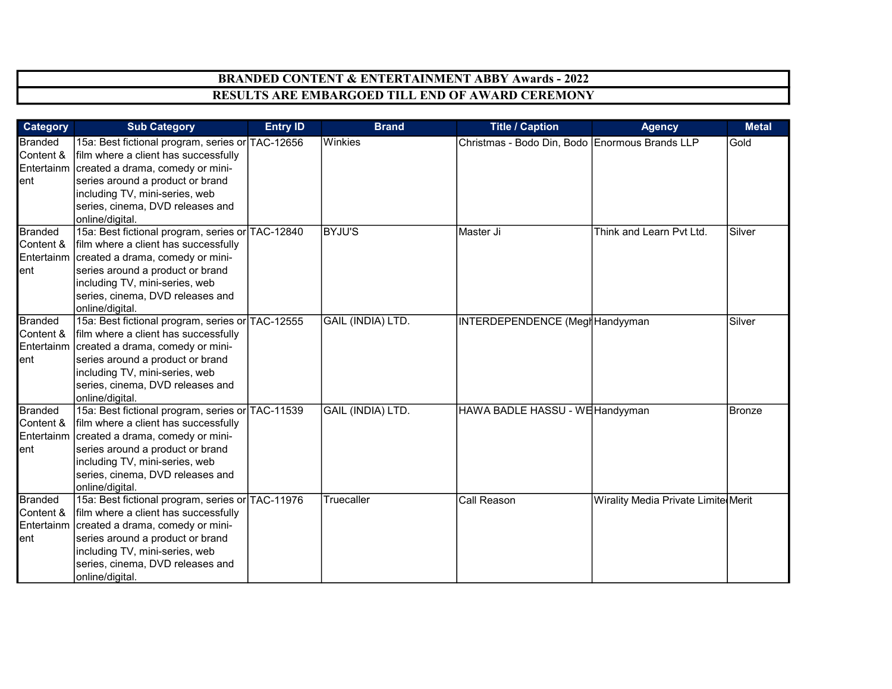# BRANDED CONTENT & ENTERTAINMENT ABBY Awards - 2022

## RESULTS ARE EMBARGOED TILL END OF AWARD CEREMONY

| Category | Sub Category | Entry ID | Brand | Title / Caption | Agency | Metal |
|---|---|---|---|---|---|---|
| Branded Content & Entertainment | 15a: Best fictional program, series or film where a client has successfully created a drama, comedy or mini-series around a product or brand including TV, mini-series, web series, cinema, DVD releases and online/digital. | TAC-12656 | Winkies | Christmas - Bodo Din, Bodo | Enormous Brands LLP | Gold |
| Branded Content & Entertainment | 15a: Best fictional program, series or film where a client has successfully created a drama, comedy or mini-series around a product or brand including TV, mini-series, web series, cinema, DVD releases and online/digital. | TAC-12840 | BYJU'S | Master Ji | Think and Learn Pvt Ltd. | Silver |
| Branded Content & Entertainment | 15a: Best fictional program, series or film where a client has successfully created a drama, comedy or mini-series around a product or brand including TV, mini-series, web series, cinema, DVD releases and online/digital. | TAC-12555 | GAIL (INDIA) LTD. | INTERDEPENDENCE (Megh | Handyyman | Silver |
| Branded Content & Entertainment | 15a: Best fictional program, series or film where a client has successfully created a drama, comedy or mini-series around a product or brand including TV, mini-series, web series, cinema, DVD releases and online/digital. | TAC-11539 | GAIL (INDIA) LTD. | HAWA BADLE HASSU - WE | Handyyman | Bronze |
| Branded Content & Entertainment | 15a: Best fictional program, series or film where a client has successfully created a drama, comedy or mini-series around a product or brand including TV, mini-series, web series, cinema, DVD releases and online/digital. | TAC-11976 | Truecaller | Call Reason | Wirality Media Private Limite | Merit |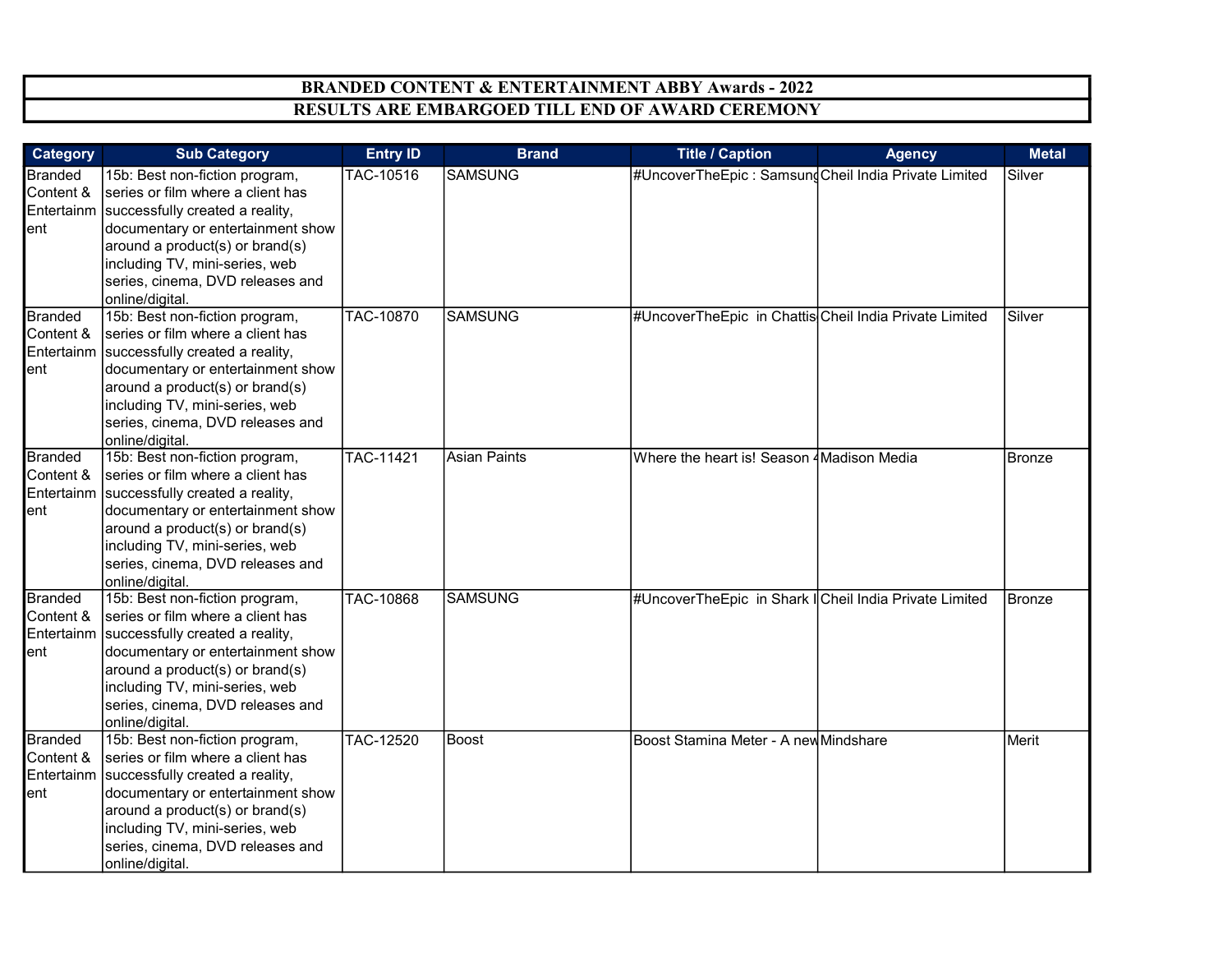**BRANDED CONTENT & ENTERTAINMENT ABBY Awards - 2022**

**RESULTS ARE EMBARGOED TILL END OF AWARD CEREMONY**

| Category | Sub Category | Entry ID | Brand | Title / Caption | Agency | Metal |
|---|---|---|---|---|---|---|
| Branded Content & Entertainment | 15b: Best non-fiction program, series or film where a client has successfully created a reality, documentary or entertainment show around a product(s) or brand(s) including TV, mini-series, web series, cinema, DVD releases and online/digital. | TAC-10516 | SAMSUNG | #UncoverTheEpic : Samsung | Cheil India Private Limited | Silver |
| Branded Content & Entertainment | 15b: Best non-fiction program, series or film where a client has successfully created a reality, documentary or entertainment show around a product(s) or brand(s) including TV, mini-series, web series, cinema, DVD releases and online/digital. | TAC-10870 | SAMSUNG | #UncoverTheEpic in Chattis | Cheil India Private Limited | Silver |
| Branded Content & Entertainment | 15b: Best non-fiction program, series or film where a client has successfully created a reality, documentary or entertainment show around a product(s) or brand(s) including TV, mini-series, web series, cinema, DVD releases and online/digital. | TAC-11421 | Asian Paints | Where the heart is! Season 4 | Madison Media | Bronze |
| Branded Content & Entertainment | 15b: Best non-fiction program, series or film where a client has successfully created a reality, documentary or entertainment show around a product(s) or brand(s) including TV, mini-series, web series, cinema, DVD releases and online/digital. | TAC-10868 | SAMSUNG | #UncoverTheEpic in Shark I | Cheil India Private Limited | Bronze |
| Branded Content & Entertainment | 15b: Best non-fiction program, series or film where a client has successfully created a reality, documentary or entertainment show around a product(s) or brand(s) including TV, mini-series, web series, cinema, DVD releases and online/digital. | TAC-12520 | Boost | Boost Stamina Meter - A new | Mindshare | Merit |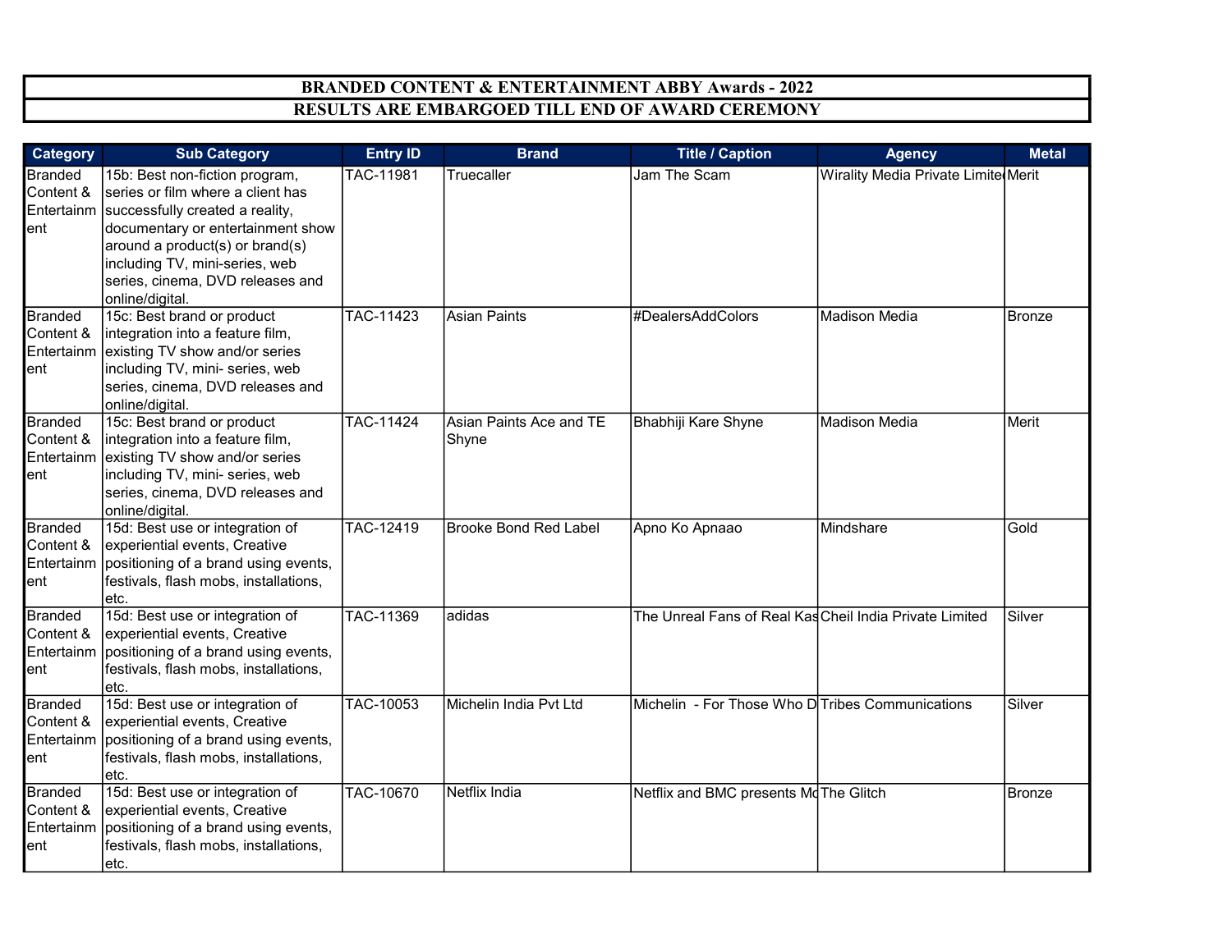# BRANDED CONTENT & ENTERTAINMENT ABBY Awards - 2022

## RESULTS ARE EMBARGOED TILL END OF AWARD CEREMONY

| Category | Sub Category | Entry ID | Brand | Title / Caption | Agency | Metal |
|---|---|---|---|---|---|---|
| Branded Content & Entertainment | 15b: Best non-fiction program, series or film where a client has successfully created a reality, documentary or entertainment show around a product(s) or brand(s) including TV, mini-series, web series, cinema, DVD releases and online/digital. | TAC-11981 | Truecaller | Jam The Scam | Wirality Media Private Limite | Merit |
| Branded Content & Entertainment | 15c: Best brand or product integration into a feature film, existing TV show and/or series including TV, mini- series, web series, cinema, DVD releases and online/digital. | TAC-11423 | Asian Paints | #DealersAddColors | Madison Media | Bronze |
| Branded Content & Entertainment | 15c: Best brand or product integration into a feature film, existing TV show and/or series including TV, mini- series, web series, cinema, DVD releases and online/digital. | TAC-11424 | Asian Paints Ace and TE Shyne | Bhabhiji Kare Shyne | Madison Media | Merit |
| Branded Content & Entertainment | 15d: Best use or integration of experiential events, Creative positioning of a brand using events, festivals, flash mobs, installations, etc. | TAC-12419 | Brooke Bond Red Label | Apno Ko Apnaao | Mindshare | Gold |
| Branded Content & Entertainment | 15d: Best use or integration of experiential events, Creative positioning of a brand using events, festivals, flash mobs, installations, etc. | TAC-11369 | adidas | The Unreal Fans of Real Kas | Cheil India Private Limited | Silver |
| Branded Content & Entertainment | 15d: Best use or integration of experiential events, Creative positioning of a brand using events, festivals, flash mobs, installations, etc. | TAC-10053 | Michelin India Pvt Ltd | Michelin - For Those Who D | Tribes Communications | Silver |
| Branded Content & Entertainment | 15d: Best use or integration of experiential events, Creative positioning of a brand using events, festivals, flash mobs, installations, etc. | TAC-10670 | Netflix India | Netflix and BMC presents Mo | The Glitch | Bronze |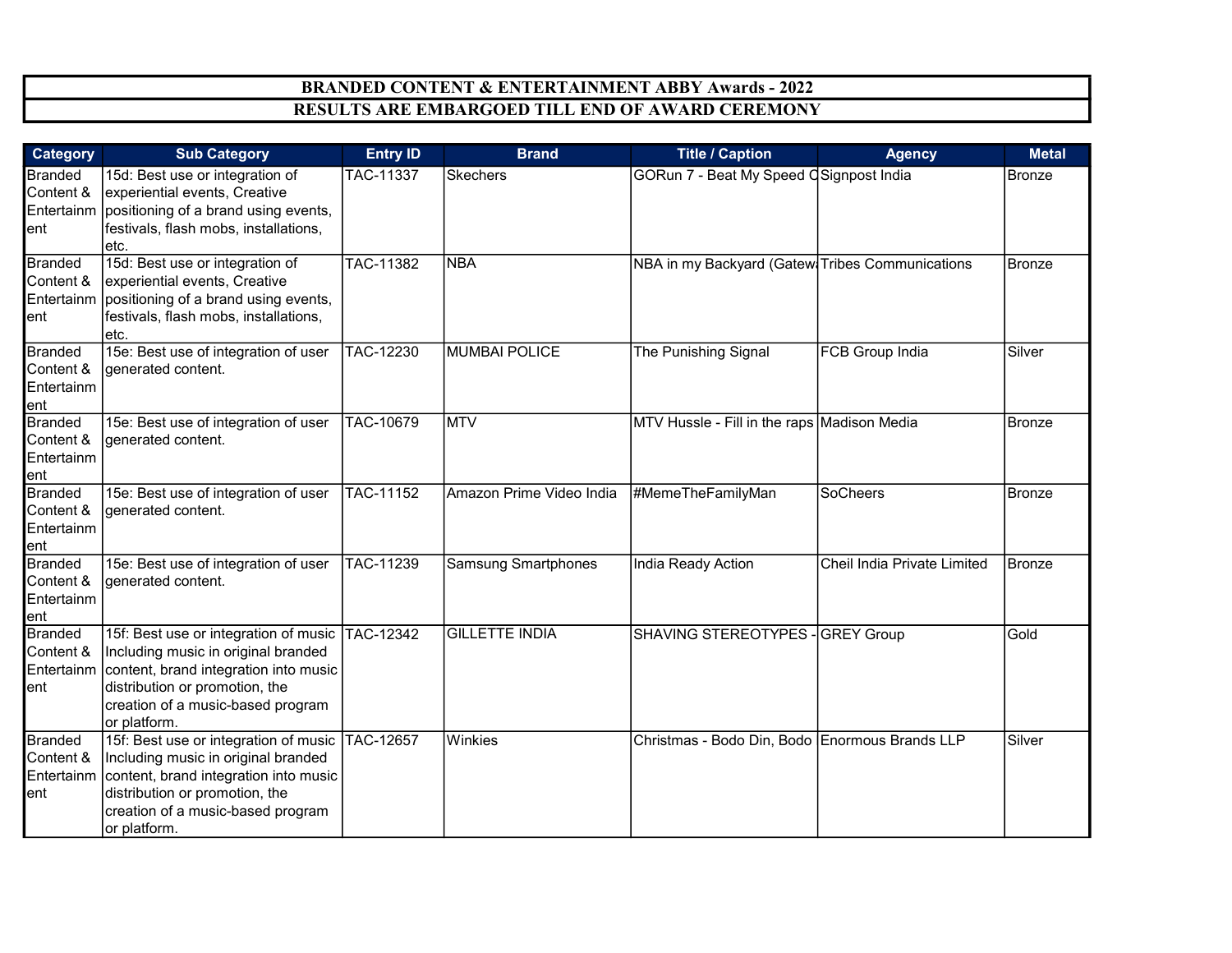**BRANDED CONTENT & ENTERTAINMENT ABBY Awards - 2022**

**RESULTS ARE EMBARGOED TILL END OF AWARD CEREMONY**

| Category | Sub Category | Entry ID | Brand | Title / Caption | Agency | Metal |
|---|---|---|---|---|---|---|
| Branded Content & Entertainment | 15d: Best use or integration of experiential events, Creative positioning of a brand using events, festivals, flash mobs, installations, etc. | TAC-11337 | Skechers | GORun 7 - Beat My Speed C | Signpost India | Bronze |
| Branded Content & Entertainment | 15d: Best use or integration of experiential events, Creative positioning of a brand using events, festivals, flash mobs, installations, etc. | TAC-11382 | NBA | NBA in my Backyard (Gatew | Tribes Communications | Bronze |
| Branded Content & Entertainment | 15e: Best use of integration of user generated content. | TAC-12230 | MUMBAI POLICE | The Punishing Signal | FCB Group India | Silver |
| Branded Content & Entertainment | 15e: Best use of integration of user generated content. | TAC-10679 | MTV | MTV Hussle - Fill in the raps | Madison Media | Bronze |
| Branded Content & Entertainment | 15e: Best use of integration of user generated content. | TAC-11152 | Amazon Prime Video India | #MemeTheFamilyMan | SoCheers | Bronze |
| Branded Content & Entertainment | 15e: Best use of integration of user generated content. | TAC-11239 | Samsung Smartphones | India Ready Action | Cheil India Private Limited | Bronze |
| Branded Content & Entertainment | 15f: Best use or integration of music Including music in original branded content, brand integration into music distribution or promotion, the creation of a music-based program or platform. | TAC-12342 | GILLETTE INDIA | SHAVING STEREOTYPES - | GREY Group | Gold |
| Branded Content & Entertainment | 15f: Best use or integration of music Including music in original branded content, brand integration into music distribution or promotion, the creation of a music-based program or platform. | TAC-12657 | Winkies | Christmas - Bodo Din, Bodo | Enormous Brands LLP | Silver |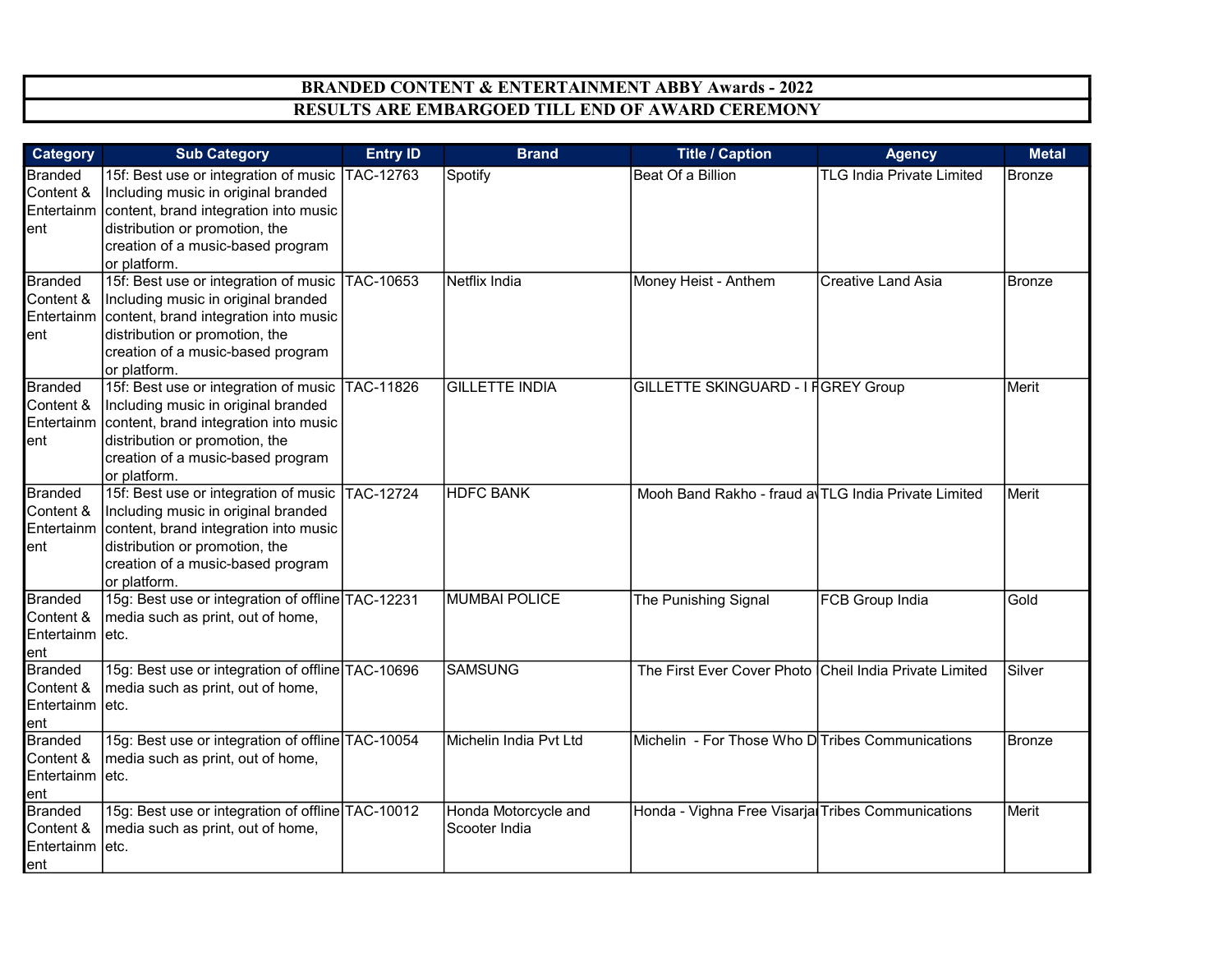**BRANDED CONTENT & ENTERTAINMENT ABBY Awards - 2022**

**RESULTS ARE EMBARGOED TILL END OF AWARD CEREMONY**

| Category | Sub Category | Entry ID | Brand | Title / Caption | Agency | Metal |
|---|---|---|---|---|---|---|
| Branded Content & Entertainment | 15f: Best use or integration of music Including music in original branded content, brand integration into music distribution or promotion, the creation of a music-based program or platform. | TAC-12763 | Spotify | Beat Of a Billion | TLG India Private Limited | Bronze |
| Branded Content & Entertainment | 15f: Best use or integration of music Including music in original branded content, brand integration into music distribution or promotion, the creation of a music-based program or platform. | TAC-10653 | Netflix India | Money Heist - Anthem | Creative Land Asia | Bronze |
| Branded Content & Entertainment | 15f: Best use or integration of music Including music in original branded content, brand integration into music distribution or promotion, the creation of a music-based program or platform. | TAC-11826 | GILLETTE INDIA | GILLETTE SKINGUARD - I F | GREY Group | Merit |
| Branded Content & Entertainment | 15f: Best use or integration of music Including music in original branded content, brand integration into music distribution or promotion, the creation of a music-based program or platform. | TAC-12724 | HDFC BANK | Mooh Band Rakho - fraud av | TLG India Private Limited | Merit |
| Branded Content & Entertainment | 15g: Best use or integration of offline media such as print, out of home, etc. | TAC-12231 | MUMBAI POLICE | The Punishing Signal | FCB Group India | Gold |
| Branded Content & Entertainment | 15g: Best use or integration of offline media such as print, out of home, etc. | TAC-10696 | SAMSUNG | The First Ever Cover Photo | Cheil India Private Limited | Silver |
| Branded Content & Entertainment | 15g: Best use or integration of offline media such as print, out of home, etc. | TAC-10054 | Michelin India Pvt Ltd | Michelin - For Those Who D | Tribes Communications | Bronze |
| Branded Content & Entertainment | 15g: Best use or integration of offline media such as print, out of home, etc. | TAC-10012 | Honda Motorcycle and Scooter India | Honda - Vighna Free Visarja | Tribes Communications | Merit |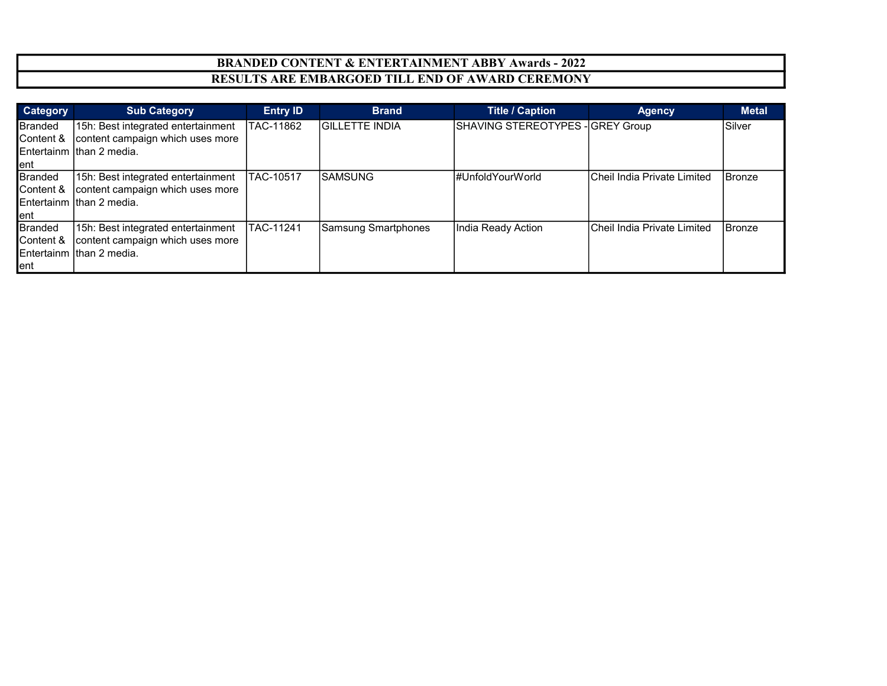**BRANDED CONTENT & ENTERTAINMENT ABBY Awards - 2022**

**RESULTS ARE EMBARGOED TILL END OF AWARD CEREMONY**

| Category | Sub Category | Entry ID | Brand | Title / Caption | Agency | Metal |
|---|---|---|---|---|---|---|
| Branded Content & Entertainment | 15h: Best integrated entertainment content campaign which uses more than 2 media. | TAC-11862 | GILLETTE INDIA | SHAVING STEREOTYPES - | GREY Group | Silver |
| Branded Content & Entertainment | 15h: Best integrated entertainment content campaign which uses more than 2 media. | TAC-10517 | SAMSUNG | #UnfoldYourWorld | Cheil India Private Limited | Bronze |
| Branded Content & Entertainment | 15h: Best integrated entertainment content campaign which uses more than 2 media. | TAC-11241 | Samsung Smartphones | India Ready Action | Cheil India Private Limited | Bronze |